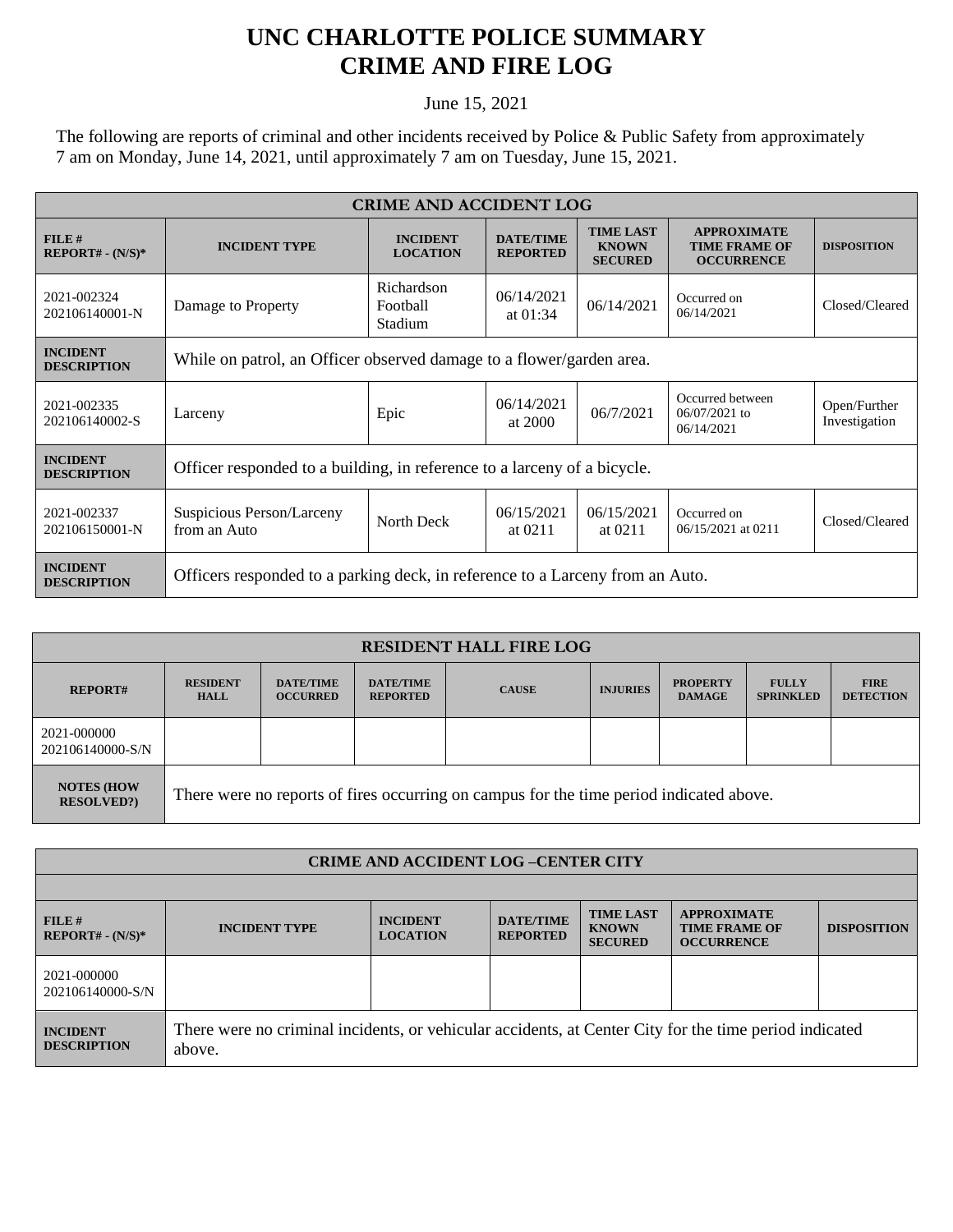# UNC CHARLOTTE POLICE SUMMARY
# CRIME AND FIRE LOG

June 15, 2021

The following are reports of criminal and other incidents received by Police & Public Safety from approximately 7 am on Monday, June 14, 2021, until approximately 7 am on Tuesday, June 15, 2021.

| CRIME AND ACCIDENT LOG | | | | | | |
|---|---|---|---|---|---|---|
| **FILE # REPORT# - (N/S)*** | **INCIDENT TYPE** | **INCIDENT LOCATION** | **DATE/TIME REPORTED** | **TIME LAST KNOWN SECURED** | **APPROXIMATE TIME FRAME OF OCCURRENCE** | **DISPOSITION** |
| 2021-002324 202106140001-N | Damage to Property | Richardson Football Stadium | 06/14/2021 at 01:34 | 06/14/2021 | Occurred on 06/14/2021 | Closed/Cleared |
| **INCIDENT DESCRIPTION** | While on patrol, an Officer observed damage to a flower/garden area. | | | | | |
| 2021-002335 202106140002-S | Larceny | Epic | 06/14/2021 at 2000 | 06/7/2021 | Occurred between 06/07/2021 to 06/14/2021 | Open/Further Investigation |
| **INCIDENT DESCRIPTION** | Officer responded to a building, in reference to a larceny of a bicycle. | | | | | |
| 2021-002337 202106150001-N | Suspicious Person/Larceny from an Auto | North Deck | 06/15/2021 at 0211 | 06/15/2021 at 0211 | Occurred on 06/15/2021 at 0211 | Closed/Cleared |
| **INCIDENT DESCRIPTION** | Officers responded to a parking deck, in reference to a Larceny from an Auto. | | | | | |

| RESIDENT HALL FIRE LOG | | | | | | | | |
|---|---|---|---|---|---|---|---|---|
| **REPORT#** | **RESIDENT HALL** | **DATE/TIME OCCURRED** | **DATE/TIME REPORTED** | **CAUSE** | **INJURIES** | **PROPERTY DAMAGE** | **FULLY SPRINKLED** | **FIRE DETECTION** |
| 2021-000000 202106140000-S/N | | | | | | | | |
| **NOTES (HOW RESOLVED?)** | There were no reports of fires occurring on campus for the time period indicated above. | | | | | | | |

| CRIME AND ACCIDENT LOG –CENTER CITY | | | | | | |
|---|---|---|---|---|---|---|
| **FILE # REPORT# - (N/S)*** | **INCIDENT TYPE** | **INCIDENT LOCATION** | **DATE/TIME REPORTED** | **TIME LAST KNOWN SECURED** | **APPROXIMATE TIME FRAME OF OCCURRENCE** | **DISPOSITION** |
| 2021-000000 202106140000-S/N | | | | | | |
| **INCIDENT DESCRIPTION** | There were no criminal incidents, or vehicular accidents, at Center City for the time period indicated above. | | | | | |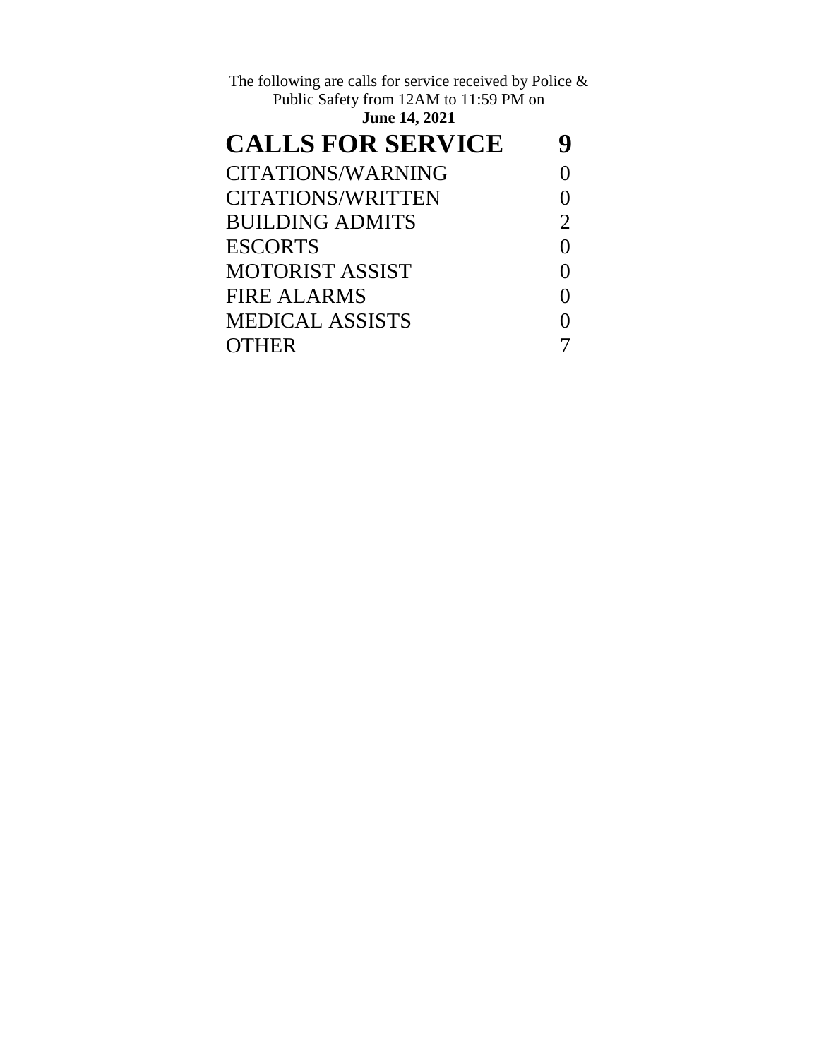The following are calls for service received by Police & Public Safety from 12AM to 11:59 PM on

**June 14, 2021**

| | |
|---|---|
| **CALLS FOR SERVICE** | **9** |
| CITATIONS/WARNING | 0 |
| CITATIONS/WRITTEN | 0 |
| BUILDING ADMITS | 2 |
| ESCORTS | 0 |
| MOTORIST ASSIST | 0 |
| FIRE ALARMS | 0 |
| MEDICAL ASSISTS | 0 |
| OTHER | 7 |